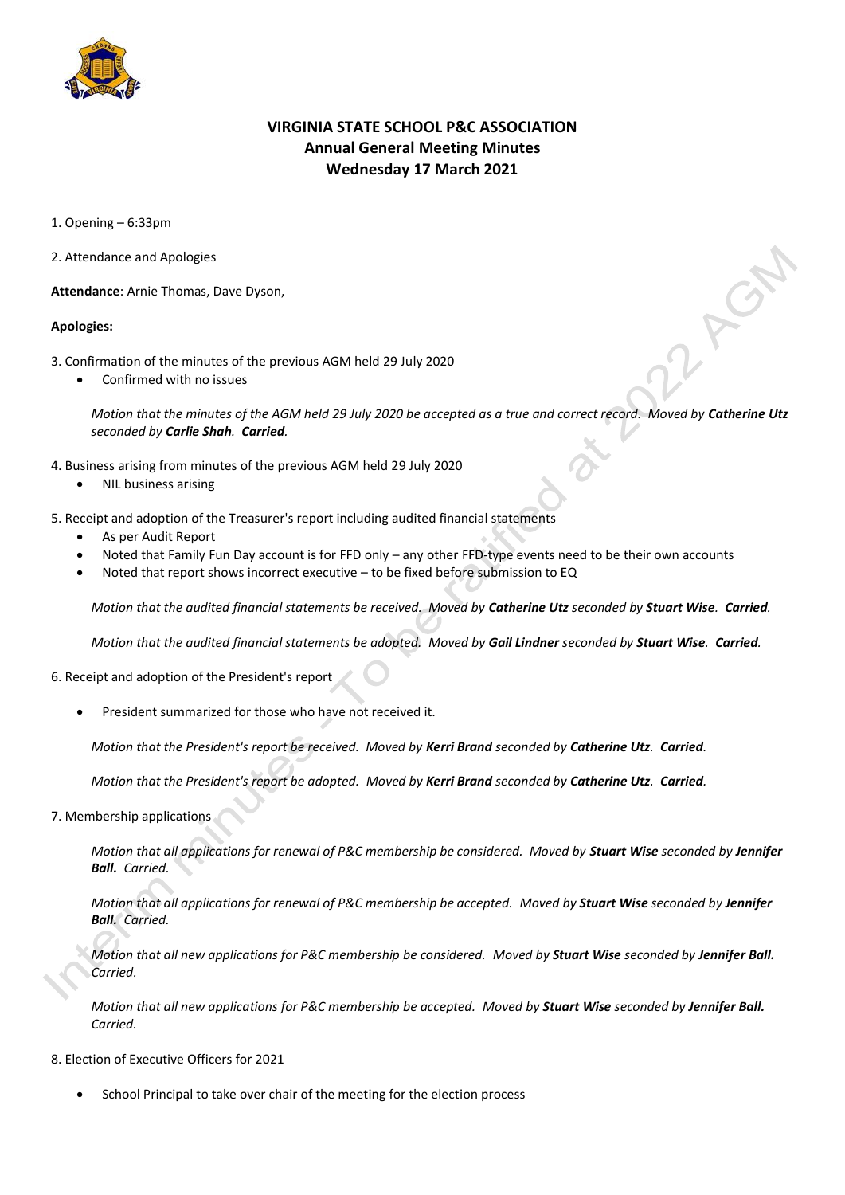# VIRGINIA STATE SCHOOL P&C ASSOCIATION
## Annual General Meeting Minutes
## Wednesday 17 March 2021

1. Opening – 6:33pm

2. Attendance and Apologies

**Attendance**: Arnie Thomas, Dave Dyson,

**Apologies:**

3. Confirmation of the minutes of the previous AGM held 29 July 2020
   - Confirmed with no issues

   *Motion that the minutes of the AGM held 29 July 2020 be accepted as a true and correct record. Moved by* ***Catherine Utz*** *seconded by* ***Carlie Shah****.* ***Carried****.*

4. Business arising from minutes of the previous AGM held 29 July 2020
   - NIL business arising

5. Receipt and adoption of the Treasurer's report including audited financial statements
   - As per Audit Report
   - Noted that Family Fun Day account is for FFD only – any other FFD-type events need to be their own accounts
   - Noted that report shows incorrect executive – to be fixed before submission to EQ

   *Motion that the audited financial statements be received. Moved by* ***Catherine Utz*** *seconded by* ***Stuart Wise****.* ***Carried****.*

   *Motion that the audited financial statements be adopted. Moved by* ***Gail Lindner*** *seconded by* ***Stuart Wise****.* ***Carried****.*

6. Receipt and adoption of the President's report
   - President summarized for those who have not received it.

   *Motion that the President's report be received. Moved by* ***Kerri Brand*** *seconded by* ***Catherine Utz****.* ***Carried****.*

   *Motion that the President's report be adopted. Moved by* ***Kerri Brand*** *seconded by* ***Catherine Utz****.* ***Carried****.*

7. Membership applications

   *Motion that all applications for renewal of P&C membership be considered. Moved by* ***Stuart Wise*** *seconded by* ***Jennifer Ball.*** *Carried.*

   *Motion that all applications for renewal of P&C membership be accepted. Moved by* ***Stuart Wise*** *seconded by* ***Jennifer Ball.*** *Carried.*

   *Motion that all new applications for P&C membership be considered. Moved by* ***Stuart Wise*** *seconded by* ***Jennifer Ball.*** *Carried.*

   *Motion that all new applications for P&C membership be accepted. Moved by* ***Stuart Wise*** *seconded by* ***Jennifer Ball.*** *Carried.*

8. Election of Executive Officers for 2021
   - School Principal to take over chair of the meeting for the election process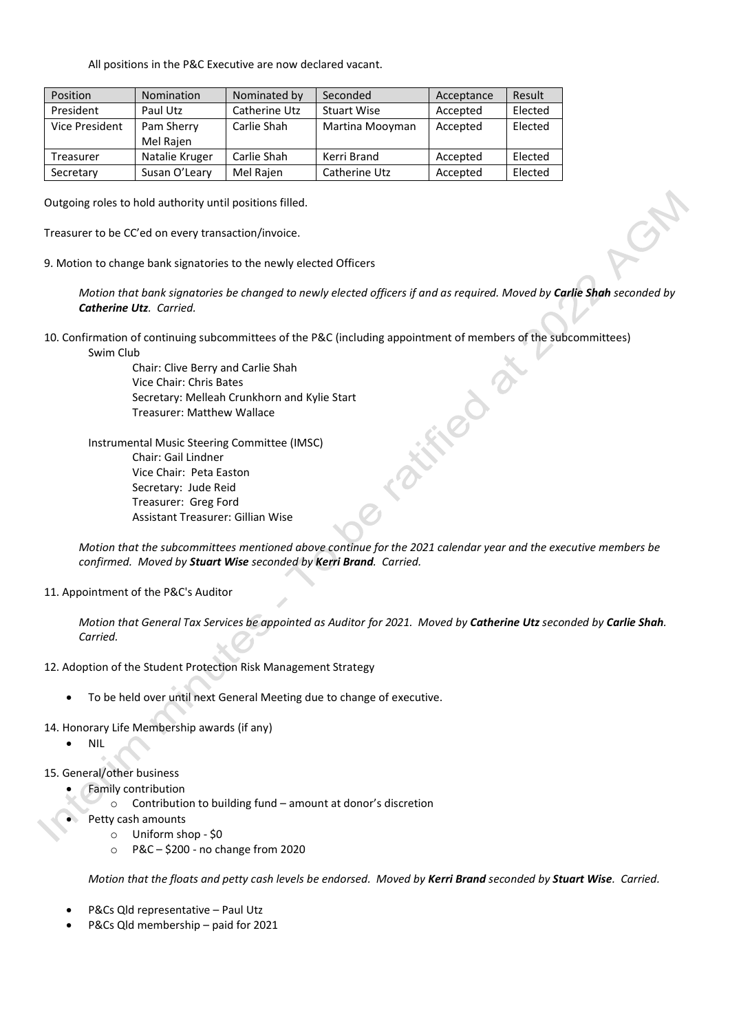All positions in the P&C Executive are now declared vacant.

| Position | Nomination | Nominated by | Seconded | Acceptance | Result |
|---|---|---|---|---|---|
| President | Paul Utz | Catherine Utz | Stuart Wise | Accepted | Elected |
| Vice President | Pam Sherry<br>Mel Rajen | Carlie Shah | Martina Mooyman | Accepted | Elected |
| Treasurer | Natalie Kruger | Carlie Shah | Kerri Brand | Accepted | Elected |
| Secretary | Susan O'Leary | Mel Rajen | Catherine Utz | Accepted | Elected |

Outgoing roles to hold authority until positions filled.

Treasurer to be CC'ed on every transaction/invoice.

9. Motion to change bank signatories to the newly elected Officers

*Motion that bank signatories be changed to newly elected officers if and as required. Moved by **Carlie Shah** seconded by **Catherine Utz**. Carried.*

10. Confirmation of continuing subcommittees of the P&C (including appointment of members of the subcommittees)

Swim Club

- Chair: Clive Berry and Carlie Shah
- Vice Chair: Chris Bates
- Secretary: Melleah Crunkhorn and Kylie Start
- Treasurer: Matthew Wallace

Instrumental Music Steering Committee (IMSC)

- Chair: Gail Lindner
- Vice Chair: Peta Easton
- Secretary: Jude Reid
- Treasurer: Greg Ford
- Assistant Treasurer: Gillian Wise

*Motion that the subcommittees mentioned above continue for the 2021 calendar year and the executive members be confirmed. Moved by **Stuart Wise** seconded by **Kerri Brand**. Carried.*

11. Appointment of the P&C's Auditor

*Motion that General Tax Services be appointed as Auditor for 2021. Moved by **Catherine Utz** seconded by **Carlie Shah**. Carried.*

12. Adoption of the Student Protection Risk Management Strategy

- To be held over until next General Meeting due to change of executive.

14. Honorary Life Membership awards (if any)

- NIL

15. General/other business

- Family contribution
  - Contribution to building fund – amount at donor's discretion
- Petty cash amounts
  - Uniform shop - $0
  - P&C – $200 - no change from 2020

*Motion that the floats and petty cash levels be endorsed. Moved by **Kerri Brand** seconded by **Stuart Wise**. Carried.*

- P&Cs Qld representative – Paul Utz
- P&Cs Qld membership – paid for 2021

Interim minutes - To be ratified at 2022 AGM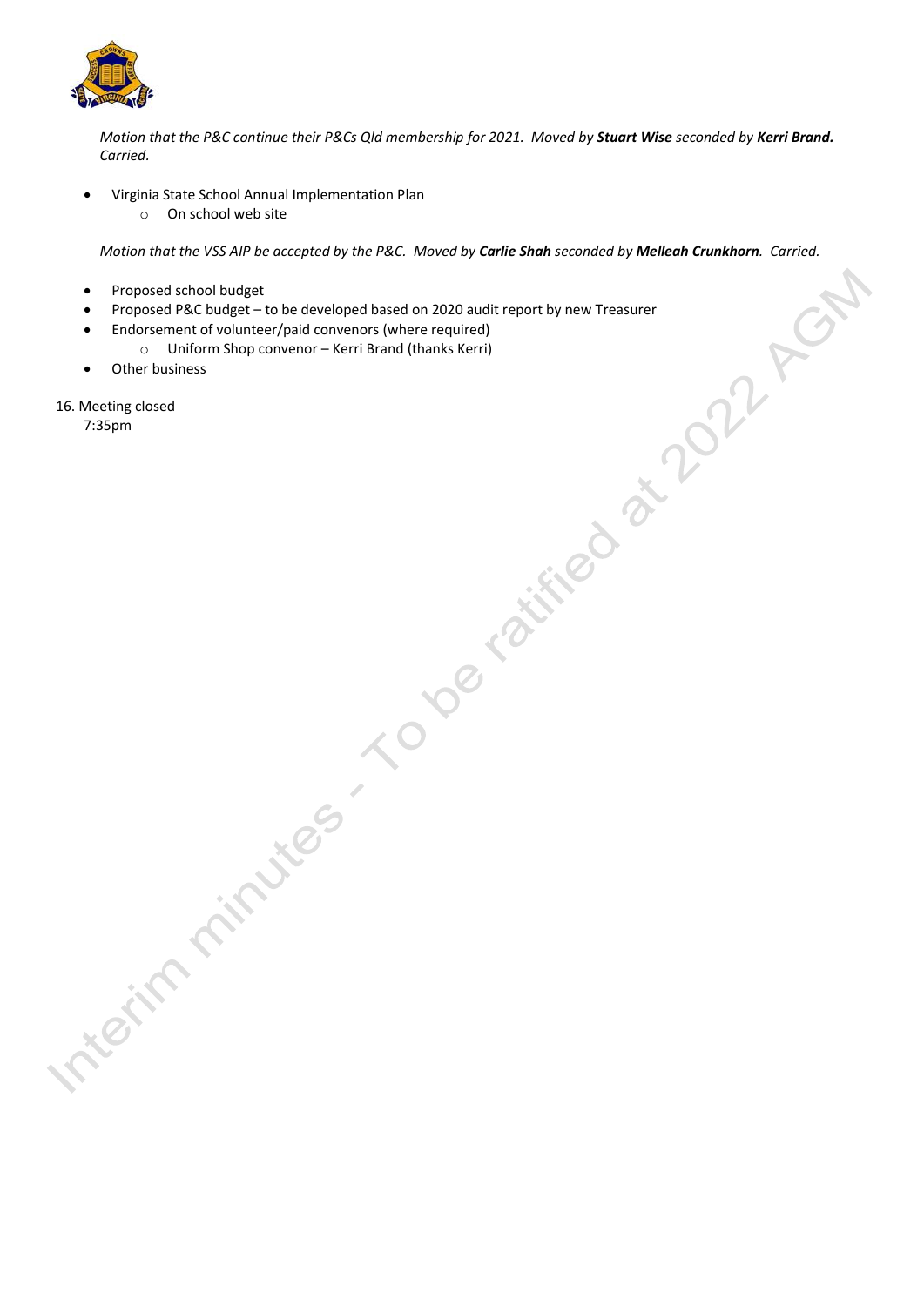*Motion that the P&C continue their P&Cs Qld membership for 2021. Moved by **Stuart Wise** seconded by **Kerri Brand.** Carried.*

- Virginia State School Annual Implementation Plan
  - On school web site

*Motion that the VSS AIP be accepted by the P&C. Moved by **Carlie Shah** seconded by **Melleah Crunkhorn**. Carried.*

- Proposed school budget
- Proposed P&C budget – to be developed based on 2020 audit report by new Treasurer
- Endorsement of volunteer/paid convenors (where required)
  - Uniform Shop convenor – Kerri Brand (thanks Kerri)
- Other business

16. Meeting closed
    7:35pm

Interim minutes - To be ratified at 2022 AGM